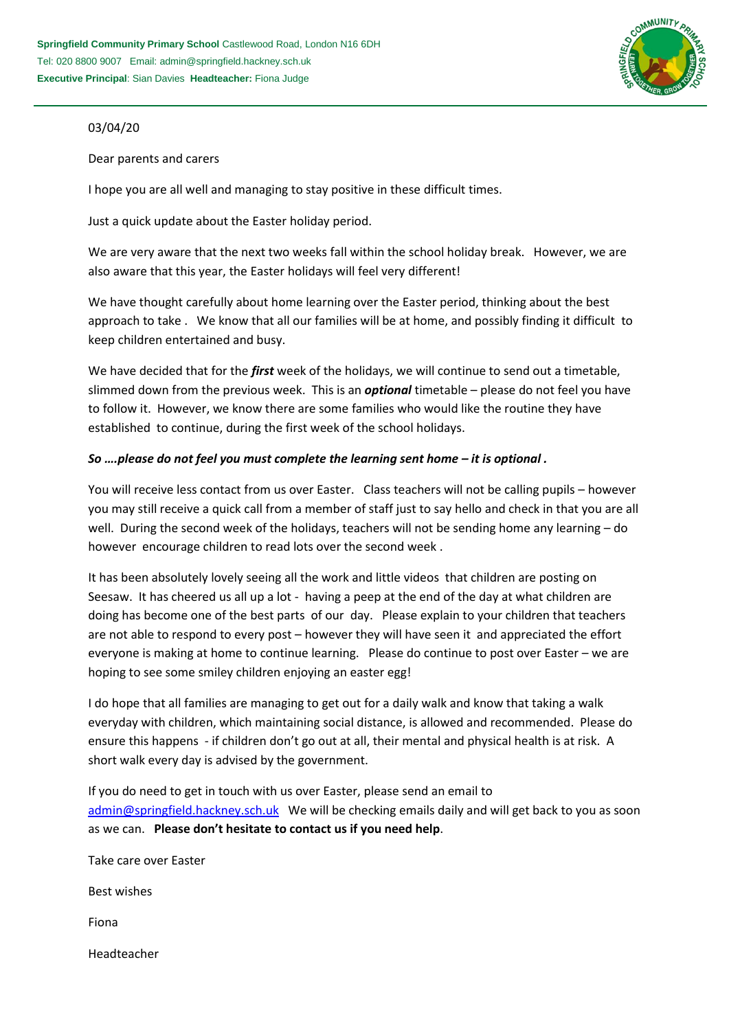**Springfield Community Primary School** Castlewood Road, London N16 6DH
Tel: 020 8800 9007 Email: admin@springfield.hackney.sch.uk
**Executive Principal**: Sian Davies **Headteacher:** Fiona Judge

03/04/20

Dear parents and carers

I hope you are all well and managing to stay positive in these difficult times.

Just a quick update about the Easter holiday period.

We are very aware that the next two weeks fall within the school holiday break. However, we are also aware that this year, the Easter holidays will feel very different!

We have thought carefully about home learning over the Easter period, thinking about the best approach to take . We know that all our families will be at home, and possibly finding it difficult to keep children entertained and busy.

We have decided that for the ***first*** week of the holidays, we will continue to send out a timetable, slimmed down from the previous week. This is an ***optional*** timetable – please do not feel you have to follow it. However, we know there are some families who would like the routine they have established to continue, during the first week of the school holidays.

***So ….please do not feel you must complete the learning sent home – it is optional .***

You will receive less contact from us over Easter. Class teachers will not be calling pupils – however you may still receive a quick call from a member of staff just to say hello and check in that you are all well. During the second week of the holidays, teachers will not be sending home any learning – do however encourage children to read lots over the second week .

It has been absolutely lovely seeing all the work and little videos that children are posting on Seesaw. It has cheered us all up a lot - having a peep at the end of the day at what children are doing has become one of the best parts of our day. Please explain to your children that teachers are not able to respond to every post – however they will have seen it and appreciated the effort everyone is making at home to continue learning. Please do continue to post over Easter – we are hoping to see some smiley children enjoying an easter egg!

I do hope that all families are managing to get out for a daily walk and know that taking a walk everyday with children, which maintaining social distance, is allowed and recommended. Please do ensure this happens - if children don't go out at all, their mental and physical health is at risk. A short walk every day is advised by the government.

If you do need to get in touch with us over Easter, please send an email to admin@springfield.hackney.sch.uk We will be checking emails daily and will get back to you as soon as we can. **Please don't hesitate to contact us if you need help**.

Take care over Easter

Best wishes

Fiona

Headteacher